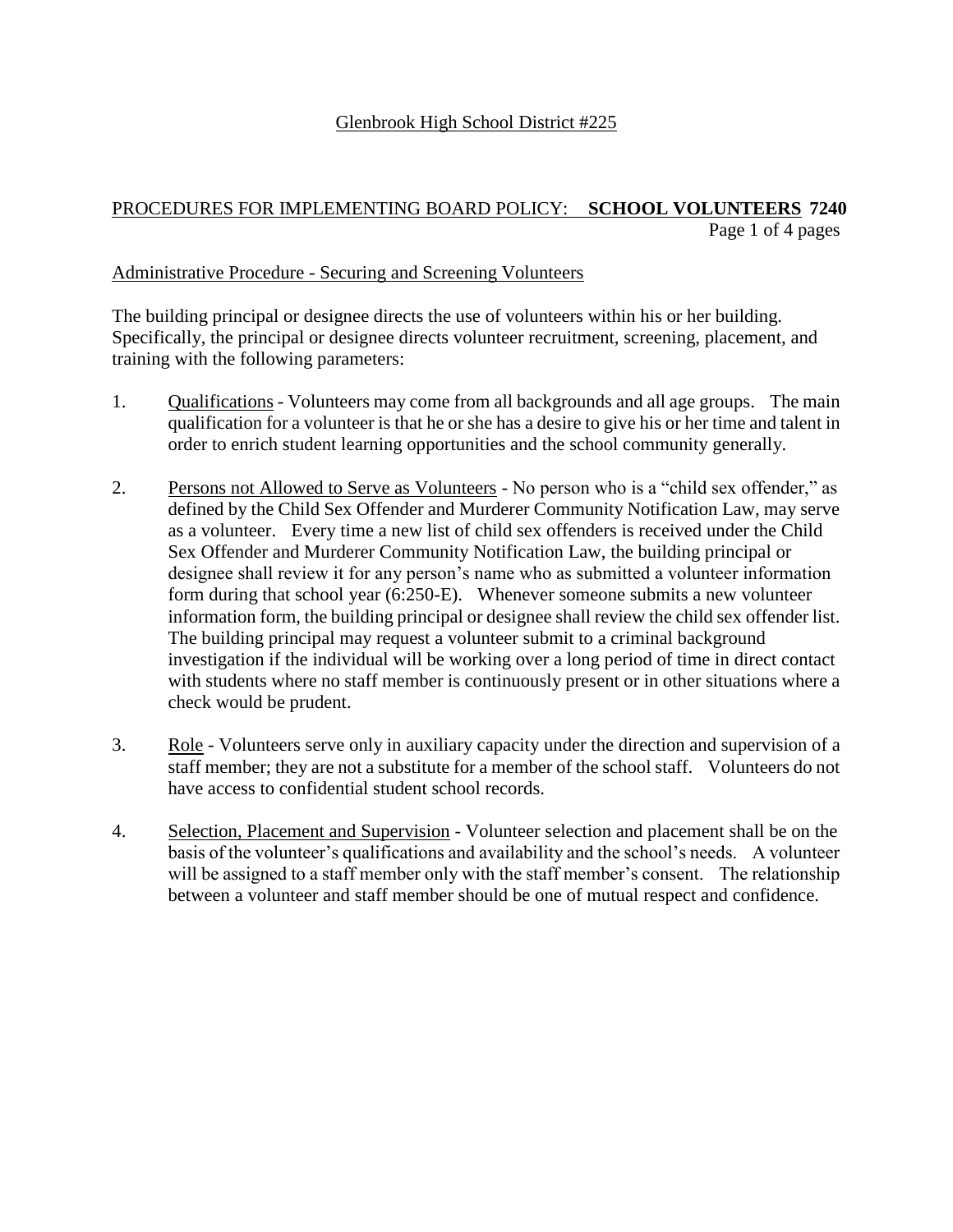Glenbrook High School District #225

PROCEDURES FOR IMPLEMENTING BOARD POLICY: **SCHOOL VOLUNTEERS 7240**

Administrative Procedure - Securing and Screening Volunteers

The building principal or designee directs the use of volunteers within his or her building. Specifically, the principal or designee directs volunteer recruitment, screening, placement, and training with the following parameters:

1. Qualifications - Volunteers may come from all backgrounds and all age groups. The main qualification for a volunteer is that he or she has a desire to give his or her time and talent in order to enrich student learning opportunities and the school community generally.

2. Persons not Allowed to Serve as Volunteers - No person who is a "child sex offender," as defined by the Child Sex Offender and Murderer Community Notification Law, may serve as a volunteer. Every time a new list of child sex offenders is received under the Child Sex Offender and Murderer Community Notification Law, the building principal or designee shall review it for any person's name who as submitted a volunteer information form during that school year (6:250-E). Whenever someone submits a new volunteer information form, the building principal or designee shall review the child sex offender list. The building principal may request a volunteer submit to a criminal background investigation if the individual will be working over a long period of time in direct contact with students where no staff member is continuously present or in other situations where a check would be prudent.

3. Role - Volunteers serve only in auxiliary capacity under the direction and supervision of a staff member; they are not a substitute for a member of the school staff. Volunteers do not have access to confidential student school records.

4. Selection, Placement and Supervision - Volunteer selection and placement shall be on the basis of the volunteer's qualifications and availability and the school's needs. A volunteer will be assigned to a staff member only with the staff member's consent. The relationship between a volunteer and staff member should be one of mutual respect and confidence.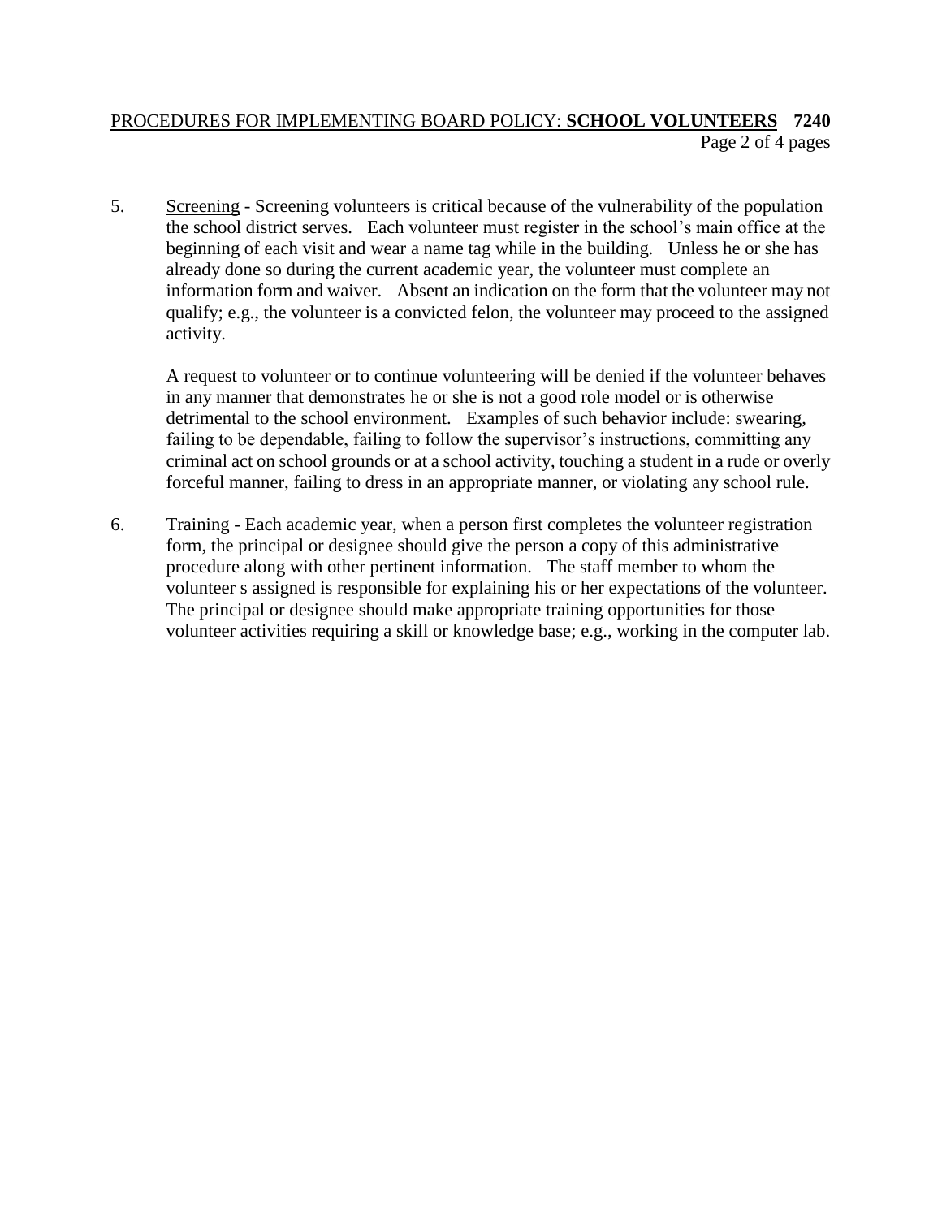5. Screening - Screening volunteers is critical because of the vulnerability of the population the school district serves. Each volunteer must register in the school's main office at the beginning of each visit and wear a name tag while in the building. Unless he or she has already done so during the current academic year, the volunteer must complete an information form and waiver. Absent an indication on the form that the volunteer may not qualify; e.g., the volunteer is a convicted felon, the volunteer may proceed to the assigned activity.

   A request to volunteer or to continue volunteering will be denied if the volunteer behaves in any manner that demonstrates he or she is not a good role model or is otherwise detrimental to the school environment. Examples of such behavior include: swearing, failing to be dependable, failing to follow the supervisor's instructions, committing any criminal act on school grounds or at a school activity, touching a student in a rude or overly forceful manner, failing to dress in an appropriate manner, or violating any school rule.

6. Training - Each academic year, when a person first completes the volunteer registration form, the principal or designee should give the person a copy of this administrative procedure along with other pertinent information. The staff member to whom the volunteer s assigned is responsible for explaining his or her expectations of the volunteer. The principal or designee should make appropriate training opportunities for those volunteer activities requiring a skill or knowledge base; e.g., working in the computer lab.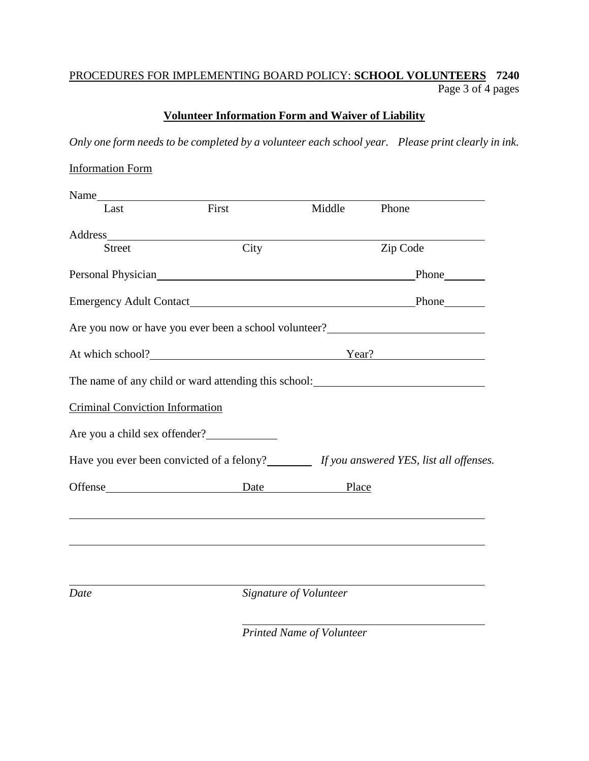PROCEDURES FOR IMPLEMENTING BOARD POLICY: **SCHOOL VOLUNTEERS 7240**

## Volunteer Information Form and Waiver of Liability

*Only one form needs to be completed by a volunteer each school year. Please print clearly in ink.*

Information Form

Name\_\_\_\_\_\_\_\_\_\_\_\_\_\_\_\_\_\_\_\_\_\_\_\_\_\_\_\_\_\_\_\_\_\_\_\_\_\_\_\_\_\_\_\_\_\_\_\_\_\_\_\_\_\_\_\_\_\_
Last First Middle Phone

Address\_\_\_\_\_\_\_\_\_\_\_\_\_\_\_\_\_\_\_\_\_\_\_\_\_\_\_\_\_\_\_\_\_\_\_\_\_\_\_\_\_\_\_\_\_\_\_\_\_\_\_\_\_\_\_\_\_\_
Street City Zip Code

Personal Physician\_\_\_\_\_\_\_\_\_\_\_\_\_\_\_\_\_\_\_\_\_\_\_\_\_\_\_\_\_\_\_\_\_\_\_\_\_\_\_\_Phone\_\_\_\_\_\_\_

Emergency Adult Contact\_\_\_\_\_\_\_\_\_\_\_\_\_\_\_\_\_\_\_\_\_\_\_\_\_\_\_\_\_\_\_\_\_\_\_\_Phone\_\_\_\_\_\_\_

Are you now or have you ever been a school volunteer?\_\_\_\_\_\_\_\_\_\_\_\_\_\_\_\_\_\_\_\_\_\_\_\_

At which school?\_\_\_\_\_\_\_\_\_\_\_\_\_\_\_\_\_\_\_\_\_\_\_\_\_\_\_\_\_\_\_\_Year?\_\_\_\_\_\_\_\_\_\_\_\_\_\_\_\_\_\_

The name of any child or ward attending this school:\_\_\_\_\_\_\_\_\_\_\_\_\_\_\_\_\_\_\_\_\_\_\_\_\_\_

Criminal Conviction Information

Are you a child sex offender?\_\_\_\_\_\_\_\_\_\_\_\_

Have you ever been convicted of a felony?\_\_\_\_\_\_\_\_ *If you answered YES, list all offenses.*

Offense\_\_\_\_\_\_\_\_\_\_\_\_\_\_\_\_\_\_\_\_\_\_\_Date\_\_\_\_\_\_\_\_\_\_\_\_\_\_\_Place

\_\_\_\_\_\_\_\_\_\_\_\_\_\_\_\_\_\_\_\_\_\_\_\_\_\_\_\_\_\_\_\_\_\_\_\_\_\_\_\_\_\_\_\_\_\_\_\_\_\_\_\_\_\_\_\_\_\_\_\_\_\_\_\_\_\_\_\_\_\_

\_\_\_\_\_\_\_\_\_\_\_\_\_\_\_\_\_\_\_\_\_\_\_\_\_\_\_\_\_\_\_\_\_\_\_\_\_\_\_\_\_\_\_\_\_\_\_\_\_\_\_\_\_\_\_\_\_\_\_\_\_\_\_\_\_\_\_\_\_\_

\_\_\_\_\_\_\_\_\_\_\_\_\_\_\_\_\_\_\_\_\_\_\_\_\_\_\_\_\_\_\_\_\_\_\_\_\_\_\_\_\_\_\_\_\_\_\_\_\_\_\_\_\_\_\_\_\_\_\_\_\_\_\_\_\_\_\_\_\_\_
*Date* *Signature of Volunteer*

\_\_\_\_\_\_\_\_\_\_\_\_\_\_\_\_\_\_\_\_\_\_\_\_\_\_\_\_\_\_\_\_\_\_\_\_\_\_
*Printed Name of Volunteer*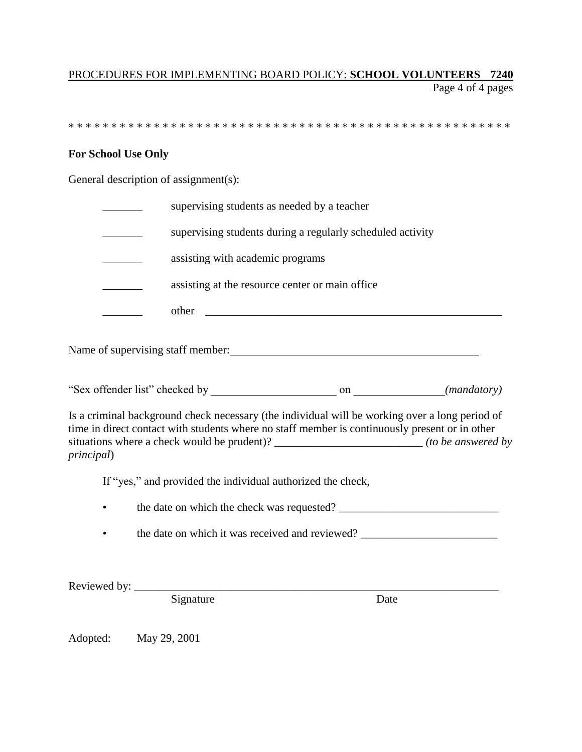\* \* \* \* \* \* \* \* \* \* \* \* \* \* \* \* \* \* \* \* \* \* \* \* \* \* \* \* \* \* \* \* \* \* \* \* \* \* \* \* \* \* \* \* \* \* \* \* \* \* \* \* \* \*

**For School Use Only**

General description of assignment(s):

_______ supervising students as needed by a teacher

_______ supervising students during a regularly scheduled activity

_______ assisting with academic programs

_______ assisting at the resource center or main office

_______ other _____________________________________________________

Name of supervising staff member: ____________________________________________

"Sex offender list" checked by ______________________ on _______________ *(mandatory)*

Is a criminal background check necessary (the individual will be working over a long period of time in direct contact with students where no staff member is continuously present or in other situations where a check would be prudent)? __________________________ *(to be answered by principal)*

If "yes," and provided the individual authorized the check,

- the date on which the check was requested? ___________________________
- the date on which it was received and reviewed? ________________________

Reviewed by: _________________________________________________________________
Signature Date

Adopted: May 29, 2001